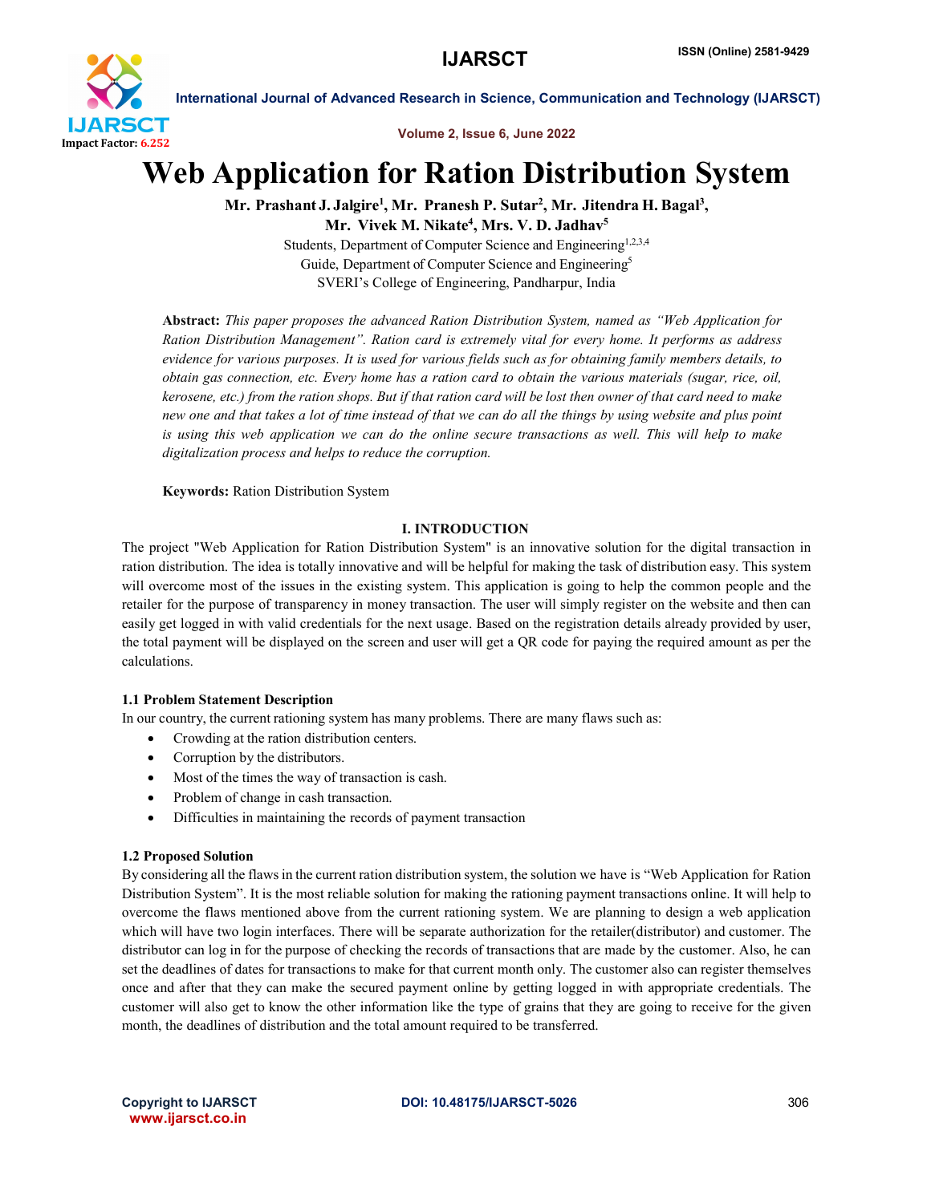# Web Application for Ration Distribution System

**Mr. Prashant J. Jalgire[1], Mr. Pranesh P. Sutar[2], Mr. Jitendra H. Bagal[3], Mr. Vivek M. Nikate[4], Mrs. V. D. Jadhav[5]**

Students, Department of Computer Science and Engineering[1,2,3,4]
Guide, Department of Computer Science and Engineering[5]
SVERI's College of Engineering, Pandharpur, India

**Abstract:** *This paper proposes the advanced Ration Distribution System, named as "Web Application for Ration Distribution Management". Ration card is extremely vital for every home. It performs as address evidence for various purposes. It is used for various fields such as for obtaining family members details, to obtain gas connection, etc. Every home has a ration card to obtain the various materials (sugar, rice, oil, kerosene, etc.) from the ration shops. But if that ration card will be lost then owner of that card need to make new one and that takes a lot of time instead of that we can do all the things by using website and plus point is using this web application we can do the online secure transactions as well. This will help to make digitalization process and helps to reduce the corruption.*

**Keywords:** Ration Distribution System

## I. INTRODUCTION

The project "Web Application for Ration Distribution System" is an innovative solution for the digital transaction in ration distribution. The idea is totally innovative and will be helpful for making the task of distribution easy. This system will overcome most of the issues in the existing system. This application is going to help the common people and the retailer for the purpose of transparency in money transaction. The user will simply register on the website and then can easily get logged in with valid credentials for the next usage. Based on the registration details already provided by user, the total payment will be displayed on the screen and user will get a QR code for paying the required amount as per the calculations.

### 1.1 Problem Statement Description

In our country, the current rationing system has many problems. There are many flaws such as:

- Crowding at the ration distribution centers.
- Corruption by the distributors.
- Most of the times the way of transaction is cash.
- Problem of change in cash transaction.
- Difficulties in maintaining the records of payment transaction

### 1.2 Proposed Solution

By considering all the flaws in the current ration distribution system, the solution we have is "Web Application for Ration Distribution System". It is the most reliable solution for making the rationing payment transactions online. It will help to overcome the flaws mentioned above from the current rationing system. We are planning to design a web application which will have two login interfaces. There will be separate authorization for the retailer(distributor) and customer. The distributor can log in for the purpose of checking the records of transactions that are made by the customer. Also, he can set the deadlines of dates for transactions to make for that current month only. The customer also can register themselves once and after that they can make the secured payment online by getting logged in with appropriate credentials. The customer will also get to know the other information like the type of grains that they are going to receive for the given month, the deadlines of distribution and the total amount required to be transferred.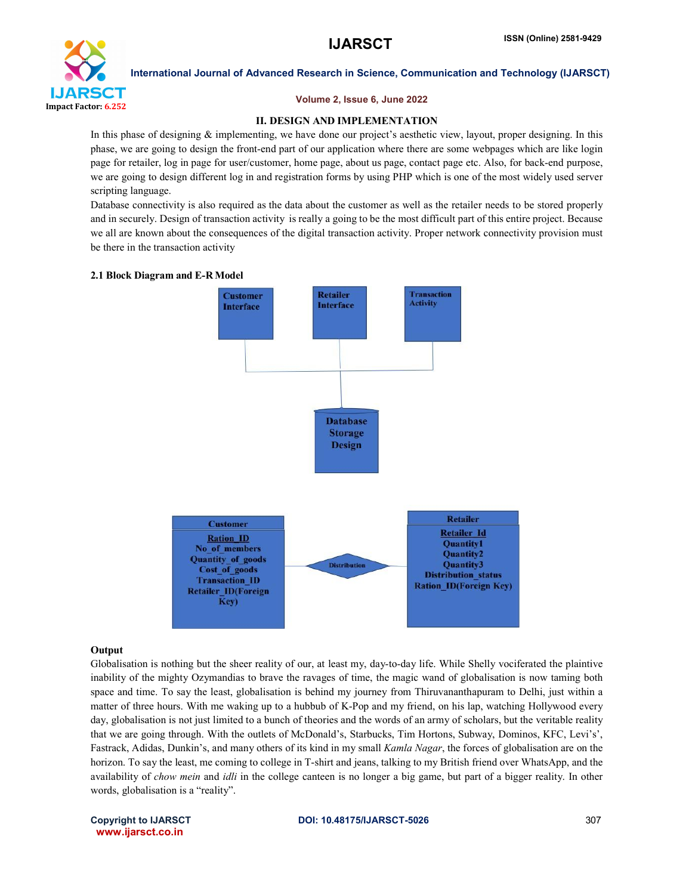## II. DESIGN AND IMPLEMENTATION

In this phase of designing & implementing, we have done our project's aesthetic view, layout, proper designing. In this phase, we are going to design the front-end part of our application where there are some webpages which are like login page for retailer, log in page for user/customer, home page, about us page, contact page etc. Also, for back-end purpose, we are going to design different log in and registration forms by using PHP which is one of the most widely used server scripting language.

Database connectivity is also required as the data about the customer as well as the retailer needs to be stored properly and in securely. Design of transaction activity is really a going to be the most difficult part of this entire project. Because we all are known about the consequences of the digital transaction activity. Proper network connectivity provision must be there in the transaction activity

### 2.1 Block Diagram and E-R Model

Customer Interface | Retailer Interface | Transaction Activity

Database Storage Design

**Customer**: Ration_ID, No_of_members, Quantity_of_goods, Cost_of_goods, Transaction_ID, Retailer_ID(Foreign Key)

Distribution

**Retailer**: Retailer_Id, Quantity1, Quantity2, Quantity3, Distribution_status, Ration_ID(Foreign Key)

**Output**

Globalisation is nothing but the sheer reality of our, at least my, day-to-day life. While Shelly vociferated the plaintive inability of the mighty Ozymandias to brave the ravages of time, the magic wand of globalisation is now taming both space and time. To say the least, globalisation is behind my journey from Thiruvananthapuram to Delhi, just within a matter of three hours. With me waking up to a hubbub of K-Pop and my friend, on his lap, watching Hollywood every day, globalisation is not just limited to a bunch of theories and the words of an army of scholars, but the veritable reality that we are going through. With the outlets of McDonald's, Starbucks, Tim Hortons, Subway, Dominos, KFC, Levi's', Fastrack, Adidas, Dunkin's, and many others of its kind in my small *Kamla Nagar*, the forces of globalisation are on the horizon. To say the least, me coming to college in T-shirt and jeans, talking to my British friend over WhatsApp, and the availability of *chow mein* and *idli* in the college canteen is no longer a big game, but part of a bigger reality. In other words, globalisation is a "reality".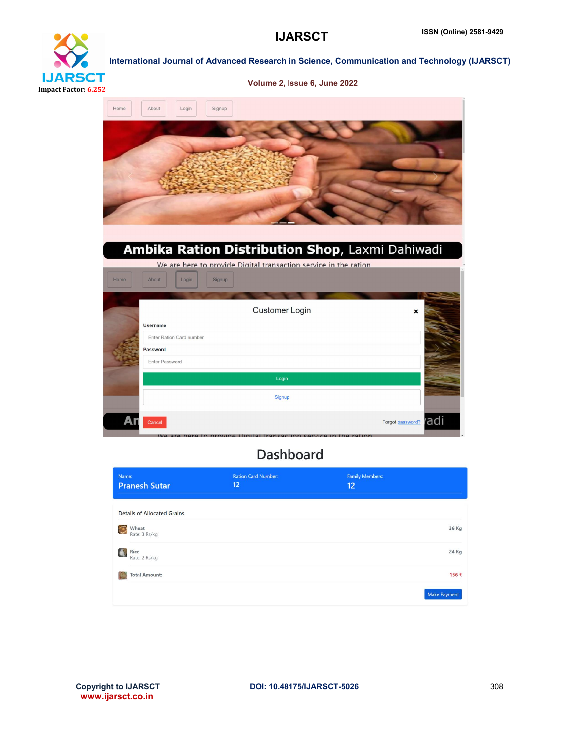Home About Login Signup

**Ambika Ration Distribution Shop,** Laxmi Dahiwadi

We are here to provide Digital transaction service in the ration

Home About Login Signup

Customer Login

Username

Enter Ration Card number

Password

Enter Password

Login

Signup

Cancel

Forgot password?

Dashboard

| Name: | Ration Card Number: | Family Members: |
|---|---|---|
| Pranesh Sutar | 12 | 12 |

Details of Allocated Grains

| Item | Quantity |
|---|---|
| Wheat<br>Rate: 3 Rs/kg | 36 Kg |
| Rice<br>Rate: 2 Rs/kg | 24 Kg |
| Total Amount: | 156 ₹ |

Make Payment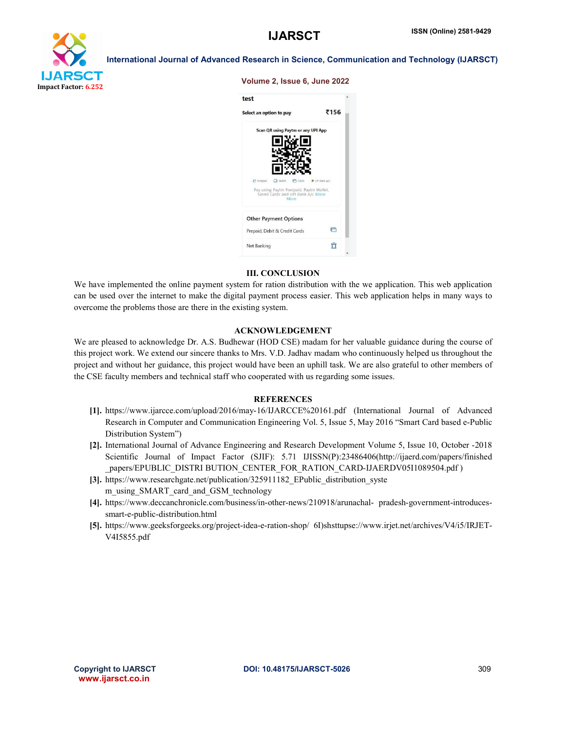test

Select an option to pay ₹156

Scan QR using Paytm or any UPI App

Pay using Paytm Postpaid, Paytm Wallet, Saved Cards and UPI Bank A/c Know More

Other Payment Options

Prepaid, Debit & Credit Cards

Net Banking

## III. CONCLUSION

We have implemented the online payment system for ration distribution with the we application. This web application can be used over the internet to make the digital payment process easier. This web application helps in many ways to overcome the problems those are there in the existing system.

## ACKNOWLEDGEMENT

We are pleased to acknowledge Dr. A.S. Budhewar (HOD CSE) madam for her valuable guidance during the course of this project work. We extend our sincere thanks to Mrs. V.D. Jadhav madam who continuously helped us throughout the project and without her guidance, this project would have been an uphill task. We are also grateful to other members of the CSE faculty members and technical staff who cooperated with us regarding some issues.

## REFERENCES

[1]. https://www.ijarcce.com/upload/2016/may-16/IJARCCE%20161.pdf (International Journal of Advanced Research in Computer and Communication Engineering Vol. 5, Issue 5, May 2016 "Smart Card based e-Public Distribution System")

[2]. International Journal of Advance Engineering and Research Development Volume 5, Issue 10, October -2018 Scientific Journal of Impact Factor (SJIF): 5.71 IJISSN(P):23486406(http://ijaerd.com/papers/finished_papers/EPUBLIC_DISTRI BUTION_CENTER_FOR_RATION_CARD-IJAERDV05I1089504.pdf )

[3]. https://www.researchgate.net/publication/325911182_EPublic_distribution_system_using_SMART_card_and_GSM_technology

[4]. https://www.deccanchronicle.com/business/in-other-news/210918/arunachal- pradesh-government-introduces-smart-e-public-distribution.html

[5]. https://www.geeksforgeeks.org/project-idea-e-ration-shop/ 6I)shsttupse://www.irjet.net/archives/V4/i5/IRJET-V4I5855.pdf